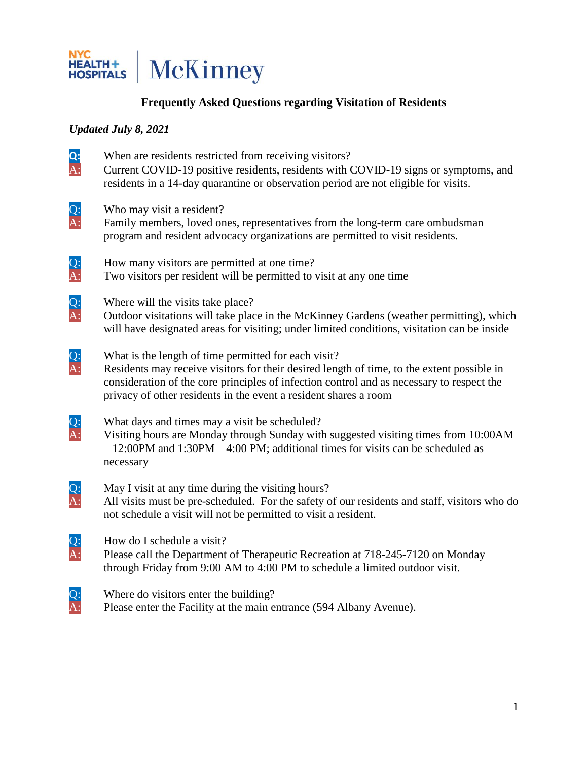NYC HEALTH+ HOSPITALS | McKinney

## Frequently Asked Questions regarding Visitation of Residents

***Updated July 8, 2021***

**Q:** When are residents restricted from receiving visitors?
A: Current COVID-19 positive residents, residents with COVID-19 signs or symptoms, and residents in a 14-day quarantine or observation period are not eligible for visits.

Q: Who may visit a resident?
A: Family members, loved ones, representatives from the long-term care ombudsman program and resident advocacy organizations are permitted to visit residents.

Q: How many visitors are permitted at one time?
A: Two visitors per resident will be permitted to visit at any one time

Q: Where will the visits take place?
A: Outdoor visitations will take place in the McKinney Gardens (weather permitting), which will have designated areas for visiting; under limited conditions, visitation can be inside

Q: What is the length of time permitted for each visit?
A: Residents may receive visitors for their desired length of time, to the extent possible in consideration of the core principles of infection control and as necessary to respect the privacy of other residents in the event a resident shares a room

Q: What days and times may a visit be scheduled?
A: Visiting hours are Monday through Sunday with suggested visiting times from 10:00AM – 12:00PM and 1:30PM – 4:00 PM; additional times for visits can be scheduled as necessary

Q: May I visit at any time during the visiting hours?
A: All visits must be pre-scheduled. For the safety of our residents and staff, visitors who do not schedule a visit will not be permitted to visit a resident.

Q: How do I schedule a visit?
A: Please call the Department of Therapeutic Recreation at 718-245-7120 on Monday through Friday from 9:00 AM to 4:00 PM to schedule a limited outdoor visit.

Q: Where do visitors enter the building?
A: Please enter the Facility at the main entrance (594 Albany Avenue).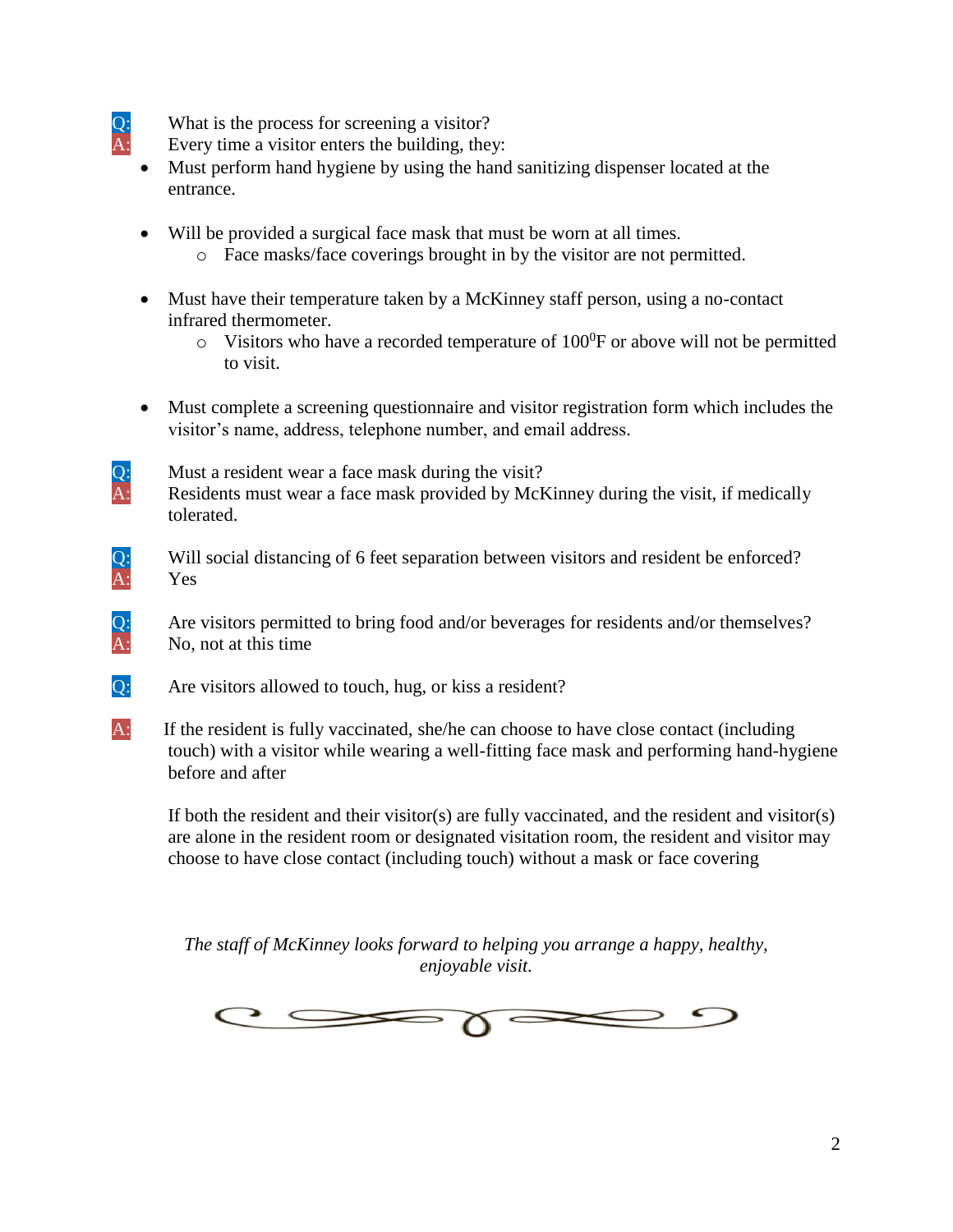Q: What is the process for screening a visitor?

A: Every time a visitor enters the building, they:

- Must perform hand hygiene by using the hand sanitizing dispenser located at the entrance.

- Will be provided a surgical face mask that must be worn at all times.
  - Face masks/face coverings brought in by the visitor are not permitted.

- Must have their temperature taken by a McKinney staff person, using a no-contact infrared thermometer.
  - Visitors who have a recorded temperature of 100$^0$F or above will not be permitted to visit.

- Must complete a screening questionnaire and visitor registration form which includes the visitor's name, address, telephone number, and email address.

Q: Must a resident wear a face mask during the visit?

A: Residents must wear a face mask provided by McKinney during the visit, if medically tolerated.

Q: Will social distancing of 6 feet separation between visitors and resident be enforced?

A: Yes

Q: Are visitors permitted to bring food and/or beverages for residents and/or themselves?

A: No, not at this time

Q: Are visitors allowed to touch, hug, or kiss a resident?

A: If the resident is fully vaccinated, she/he can choose to have close contact (including touch) with a visitor while wearing a well-fitting face mask and performing hand-hygiene before and after

If both the resident and their visitor(s) are fully vaccinated, and the resident and visitor(s) are alone in the resident room or designated visitation room, the resident and visitor may choose to have close contact (including touch) without a mask or face covering

*The staff of McKinney looks forward to helping you arrange a happy, healthy, enjoyable visit.*